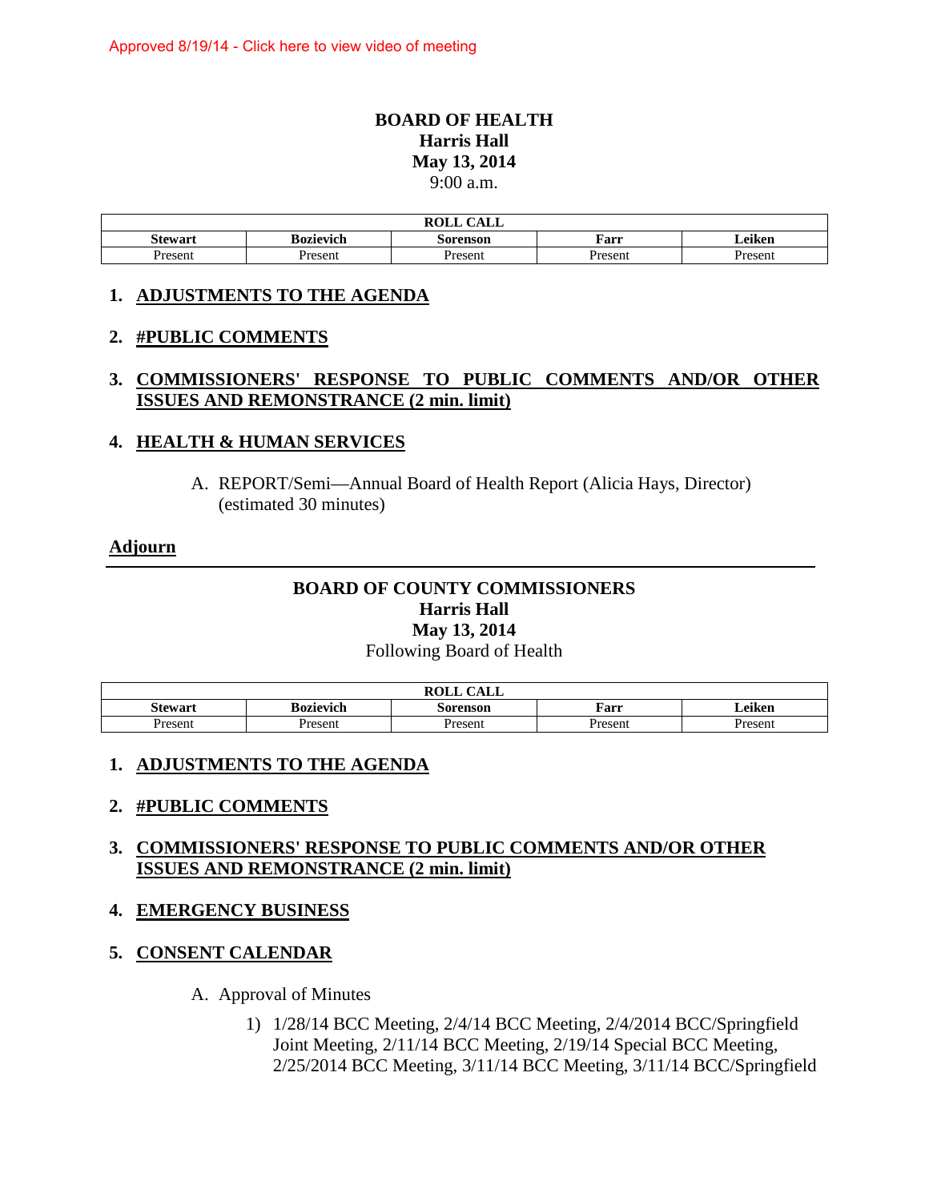Approved 8/19/14 - Click here to view video of meeting

# BOARD OF HEALTH
## Harris Hall
## May 13, 2014
9:00 a.m.

| ROLL CALL | | | | |
|---|---|---|---|---|
| **Stewart** | **Bozievich** | **Sorenson** | **Farr** | **Leiken** |
| Present | Present | Present | Present | Present |

1. **ADJUSTMENTS TO THE AGENDA**

2. **#PUBLIC COMMENTS**

3. **COMMISSIONERS' RESPONSE TO PUBLIC COMMENTS AND/OR OTHER ISSUES AND REMONSTRANCE (2 min. limit)**

4. **HEALTH & HUMAN SERVICES**

   A. REPORT/Semi—Annual Board of Health Report (Alicia Hays, Director) (estimated 30 minutes)

**Adjourn**

---

# BOARD OF COUNTY COMMISSIONERS
## Harris Hall
## May 13, 2014
Following Board of Health

| ROLL CALL | | | | |
|---|---|---|---|---|
| **Stewart** | **Bozievich** | **Sorenson** | **Farr** | **Leiken** |
| Present | Present | Present | Present | Present |

1. **ADJUSTMENTS TO THE AGENDA**

2. **#PUBLIC COMMENTS**

3. **COMMISSIONERS' RESPONSE TO PUBLIC COMMENTS AND/OR OTHER ISSUES AND REMONSTRANCE (2 min. limit)**

4. **EMERGENCY BUSINESS**

5. **CONSENT CALENDAR**

   A. Approval of Minutes

      1) 1/28/14 BCC Meeting, 2/4/14 BCC Meeting, 2/4/2014 BCC/Springfield Joint Meeting, 2/11/14 BCC Meeting, 2/19/14 Special BCC Meeting, 2/25/2014 BCC Meeting, 3/11/14 BCC Meeting, 3/11/14 BCC/Springfield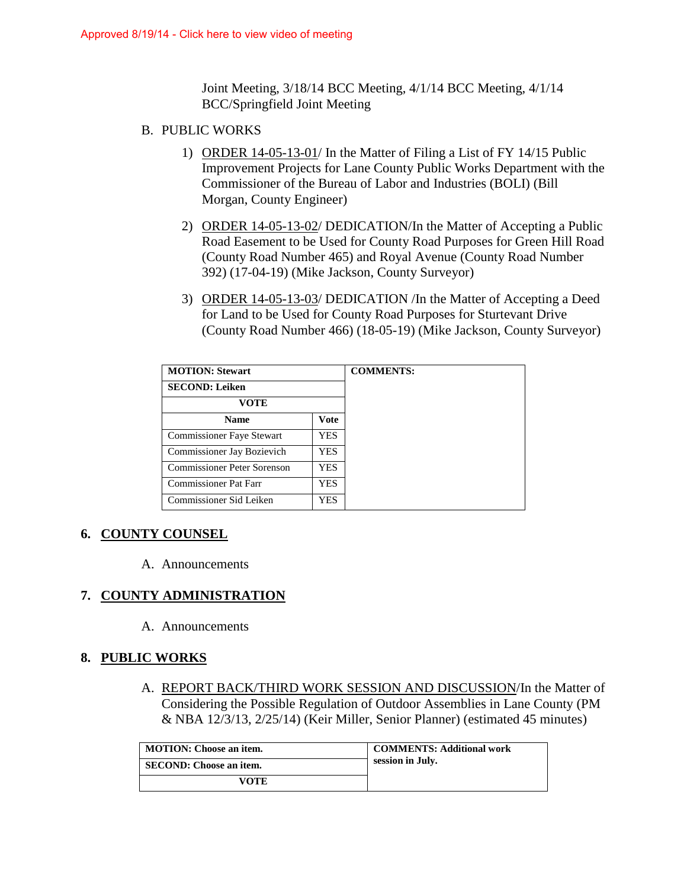Approved 8/19/14 - Click here to view video of meeting

Joint Meeting, 3/18/14 BCC Meeting, 4/1/14 BCC Meeting, 4/1/14 BCC/Springfield Joint Meeting

B. PUBLIC WORKS

1) ORDER 14-05-13-01/ In the Matter of Filing a List of FY 14/15 Public Improvement Projects for Lane County Public Works Department with the Commissioner of the Bureau of Labor and Industries (BOLI) (Bill Morgan, County Engineer)

2) ORDER 14-05-13-02/ DEDICATION/In the Matter of Accepting a Public Road Easement to be Used for County Road Purposes for Green Hill Road (County Road Number 465) and Royal Avenue (County Road Number 392) (17-04-19) (Mike Jackson, County Surveyor)

3) ORDER 14-05-13-03/ DEDICATION /In the Matter of Accepting a Deed for Land to be Used for County Road Purposes for Sturtevant Drive (County Road Number 466) (18-05-19) (Mike Jackson, County Surveyor)

| **MOTION: Stewart** | | **COMMENTS:** |
|---|---|---|
| **SECOND: Leiken** | | |
| **VOTE** | | |
| **Name** | **Vote** | |
| Commissioner Faye Stewart | YES | |
| Commissioner Jay Bozievich | YES | |
| Commissioner Peter Sorenson | YES | |
| Commissioner Pat Farr | YES | |
| Commissioner Sid Leiken | YES | |

## 6. COUNTY COUNSEL

A. Announcements

## 7. COUNTY ADMINISTRATION

A. Announcements

## 8. PUBLIC WORKS

A. REPORT BACK/THIRD WORK SESSION AND DISCUSSION/In the Matter of Considering the Possible Regulation of Outdoor Assemblies in Lane County (PM & NBA 12/3/13, 2/25/14) (Keir Miller, Senior Planner) (estimated 45 minutes)

| **MOTION: Choose an item.** | **COMMENTS: Additional work session in July.** |
|---|---|
| **SECOND: Choose an item.** | |
| **VOTE** | |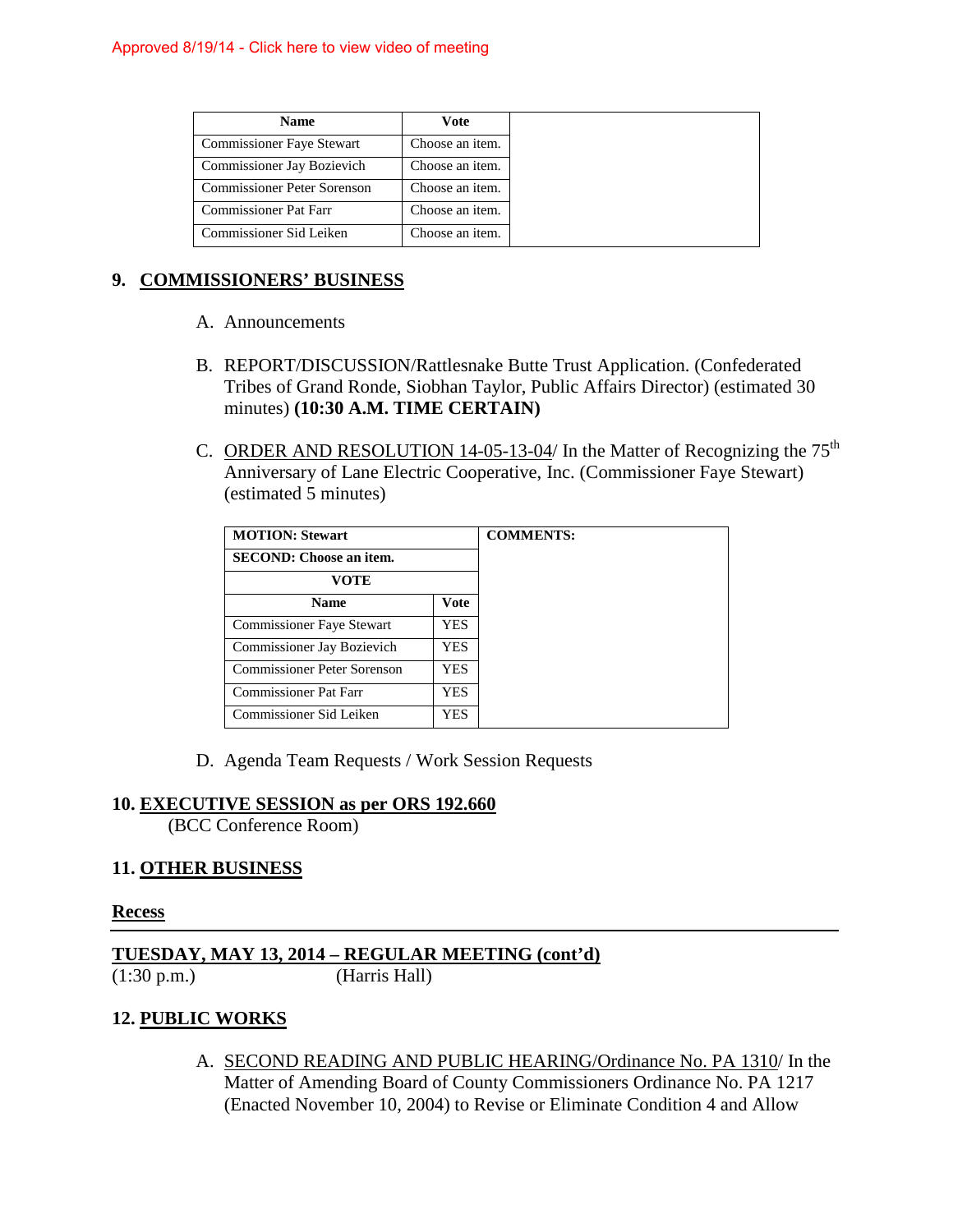Approved 8/19/14 - Click here to view video of meeting

| Name | Vote | |
|---|---|---|
| Commissioner Faye Stewart | Choose an item. | |
| Commissioner Jay Bozievich | Choose an item. | |
| Commissioner Peter Sorenson | Choose an item. | |
| Commissioner Pat Farr | Choose an item. | |
| Commissioner Sid Leiken | Choose an item. | |

## 9. COMMISSIONERS' BUSINESS

A. Announcements

B. REPORT/DISCUSSION/Rattlesnake Butte Trust Application. (Confederated Tribes of Grand Ronde, Siobhan Taylor, Public Affairs Director) (estimated 30 minutes) **(10:30 A.M. TIME CERTAIN)**

C. ORDER AND RESOLUTION 14-05-13-04/ In the Matter of Recognizing the 75th Anniversary of Lane Electric Cooperative, Inc. (Commissioner Faye Stewart) (estimated 5 minutes)

| **MOTION: Stewart** | | **COMMENTS:** |
|---|---|---|
| **SECOND: Choose an item.** | | |
| **VOTE** | | |
| **Name** | **Vote** | |
| Commissioner Faye Stewart | YES | |
| Commissioner Jay Bozievich | YES | |
| Commissioner Peter Sorenson | YES | |
| Commissioner Pat Farr | YES | |
| Commissioner Sid Leiken | YES | |

D. Agenda Team Requests / Work Session Requests

## 10. EXECUTIVE SESSION as per ORS 192.660

(BCC Conference Room)

## 11. OTHER BUSINESS

**Recess**

---

**TUESDAY, MAY 13, 2014 – REGULAR MEETING (cont'd)**

(1:30 p.m.) (Harris Hall)

## 12. PUBLIC WORKS

A. SECOND READING AND PUBLIC HEARING/Ordinance No. PA 1310/ In the Matter of Amending Board of County Commissioners Ordinance No. PA 1217 (Enacted November 10, 2004) to Revise or Eliminate Condition 4 and Allow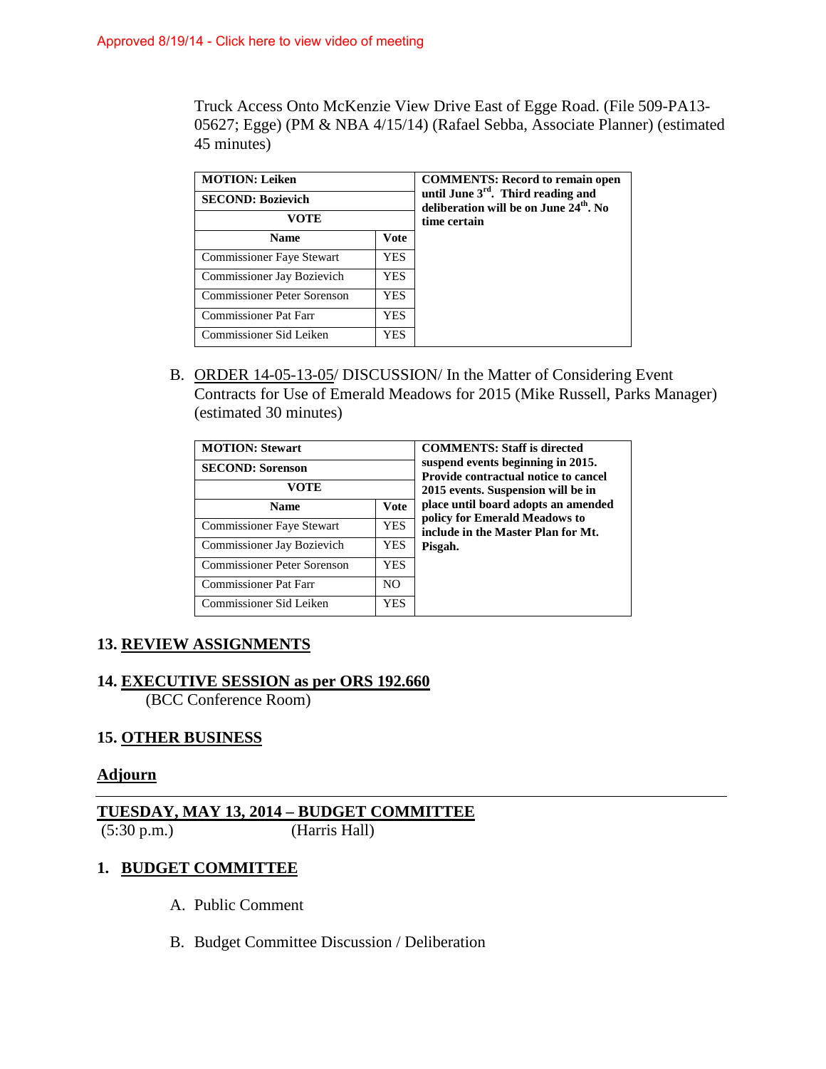Approved 8/19/14 - Click here to view video of meeting

Truck Access Onto McKenzie View Drive East of Egge Road. (File 509-PA13-05627; Egge) (PM & NBA 4/15/14) (Rafael Sebba, Associate Planner) (estimated 45 minutes)

| **MOTION: Leiken** | | **COMMENTS: Record to remain open until June 3rd. Third reading and deliberation will be on June 24th. No time certain** |
|---|---|---|
| **SECOND: Bozievich** | | |
| **VOTE** | | |
| **Name** | **Vote** | |
| Commissioner Faye Stewart | YES | |
| Commissioner Jay Bozievich | YES | |
| Commissioner Peter Sorenson | YES | |
| Commissioner Pat Farr | YES | |
| Commissioner Sid Leiken | YES | |

B. ORDER 14-05-13-05/ DISCUSSION/ In the Matter of Considering Event Contracts for Use of Emerald Meadows for 2015 (Mike Russell, Parks Manager) (estimated 30 minutes)

| **MOTION: Stewart** | | **COMMENTS: Staff is directed suspend events beginning in 2015. Provide contractual notice to cancel 2015 events. Suspension will be in place until board adopts an amended policy for Emerald Meadows to include in the Master Plan for Mt. Pisgah.** |
|---|---|---|
| **SECOND: Sorenson** | | |
| **VOTE** | | |
| **Name** | **Vote** | |
| Commissioner Faye Stewart | YES | |
| Commissioner Jay Bozievich | YES | |
| Commissioner Peter Sorenson | YES | |
| Commissioner Pat Farr | NO | |
| Commissioner Sid Leiken | YES | |

## 13. REVIEW ASSIGNMENTS

## 14. EXECUTIVE SESSION as per ORS 192.660

(BCC Conference Room)

## 15. OTHER BUSINESS

## Adjourn

---

## TUESDAY, MAY 13, 2014 – BUDGET COMMITTEE

(5:30 p.m.) (Harris Hall)

## 1. BUDGET COMMITTEE

A. Public Comment

B. Budget Committee Discussion / Deliberation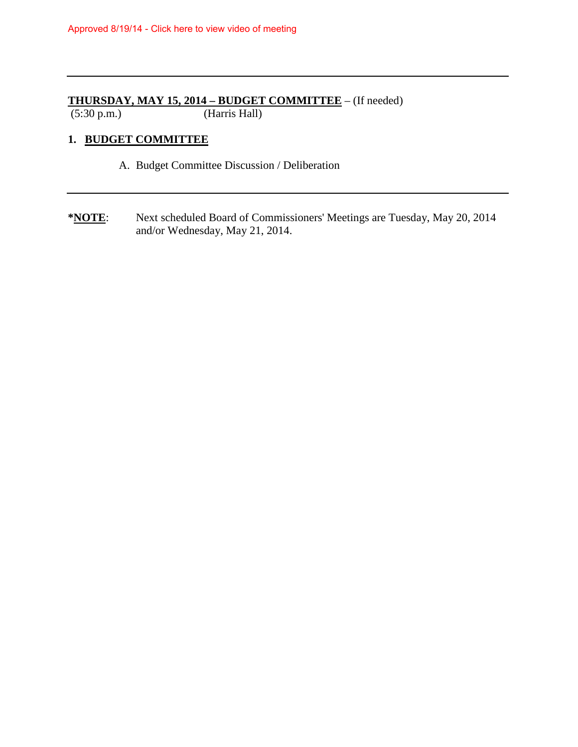Approved 8/19/14 - Click here to view video of meeting

---

**THURSDAY, MAY 15, 2014 – BUDGET COMMITTEE** – (If needed)
(5:30 p.m.) (Harris Hall)

## 1. BUDGET COMMITTEE

A. Budget Committee Discussion / Deliberation

---

***NOTE**: Next scheduled Board of Commissioners' Meetings are Tuesday, May 20, 2014 and/or Wednesday, May 21, 2014.